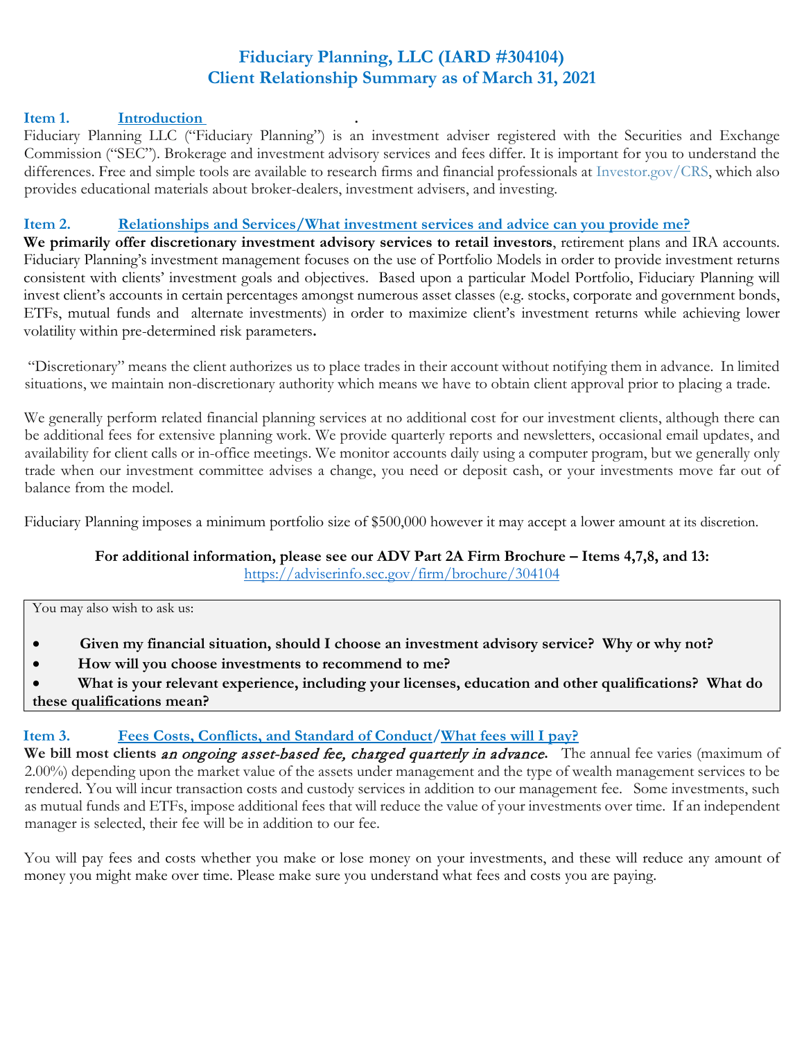# Fiduciary Planning, LLC (IARD #304104)
# Client Relationship Summary as of March 31, 2021

## Item 1. Introduction

Fiduciary Planning LLC ("Fiduciary Planning") is an investment adviser registered with the Securities and Exchange Commission ("SEC"). Brokerage and investment advisory services and fees differ. It is important for you to understand the differences. Free and simple tools are available to research firms and financial professionals at Investor.gov/CRS, which also provides educational materials about broker-dealers, investment advisers, and investing.

## Item 2. Relationships and Services/What investment services and advice can you provide me?

**We primarily offer discretionary investment advisory services to retail investors**, retirement plans and IRA accounts. Fiduciary Planning's investment management focuses on the use of Portfolio Models in order to provide investment returns consistent with clients' investment goals and objectives. Based upon a particular Model Portfolio, Fiduciary Planning will invest client's accounts in certain percentages amongst numerous asset classes (e.g. stocks, corporate and government bonds, ETFs, mutual funds and alternate investments) in order to maximize client's investment returns while achieving lower volatility within pre-determined risk parameters.

"Discretionary" means the client authorizes us to place trades in their account without notifying them in advance. In limited situations, we maintain non-discretionary authority which means we have to obtain client approval prior to placing a trade.

We generally perform related financial planning services at no additional cost for our investment clients, although there can be additional fees for extensive planning work. We provide quarterly reports and newsletters, occasional email updates, and availability for client calls or in-office meetings. We monitor accounts daily using a computer program, but we generally only trade when our investment committee advises a change, you need or deposit cash, or your investments move far out of balance from the model.

Fiduciary Planning imposes a minimum portfolio size of $500,000 however it may accept a lower amount at its discretion.

**For additional information, please see our ADV Part 2A Firm Brochure – Items 4,7,8, and 13:**
https://adviserinfo.sec.gov/firm/brochure/304104

You may also wish to ask us:

- **Given my financial situation, should I choose an investment advisory service? Why or why not?**
- **How will you choose investments to recommend to me?**
- **What is your relevant experience, including your licenses, education and other qualifications? What do these qualifications mean?**

## Item 3. Fees Costs, Conflicts, and Standard of Conduct/What fees will I pay?

**We bill most clients** ***an ongoing asset-based fee, charged quarterly in advance*****.** The annual fee varies (maximum of 2.00%) depending upon the market value of the assets under management and the type of wealth management services to be rendered. You will incur transaction costs and custody services in addition to our management fee. Some investments, such as mutual funds and ETFs, impose additional fees that will reduce the value of your investments over time. If an independent manager is selected, their fee will be in addition to our fee.

You will pay fees and costs whether you make or lose money on your investments, and these will reduce any amount of money you might make over time. Please make sure you understand what fees and costs you are paying.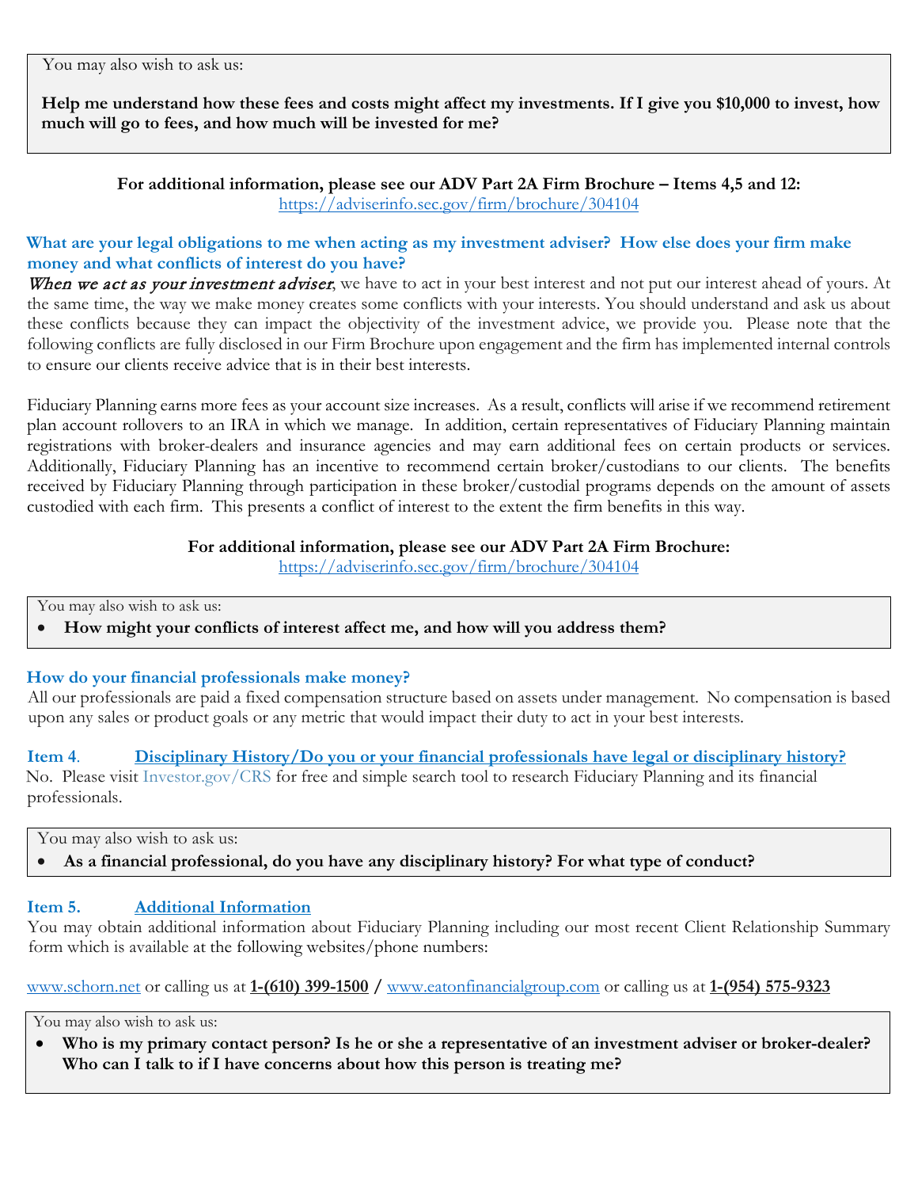You may also wish to ask us:

**Help me understand how these fees and costs might affect my investments. If I give you $10,000 to invest, how much will go to fees, and how much will be invested for me?**

**For additional information, please see our ADV Part 2A Firm Brochure – Items 4,5 and 12:**
https://adviserinfo.sec.gov/firm/brochure/304104

### What are your legal obligations to me when acting as my investment adviser? How else does your firm make money and what conflicts of interest do you have?

*When we act as your investment adviser*, we have to act in your best interest and not put our interest ahead of yours. At the same time, the way we make money creates some conflicts with your interests. You should understand and ask us about these conflicts because they can impact the objectivity of the investment advice, we provide you. Please note that the following conflicts are fully disclosed in our Firm Brochure upon engagement and the firm has implemented internal controls to ensure our clients receive advice that is in their best interests.

Fiduciary Planning earns more fees as your account size increases. As a result, conflicts will arise if we recommend retirement plan account rollovers to an IRA in which we manage. In addition, certain representatives of Fiduciary Planning maintain registrations with broker-dealers and insurance agencies and may earn additional fees on certain products or services. Additionally, Fiduciary Planning has an incentive to recommend certain broker/custodians to our clients. The benefits received by Fiduciary Planning through participation in these broker/custodial programs depends on the amount of assets custodied with each firm. This presents a conflict of interest to the extent the firm benefits in this way.

**For additional information, please see our ADV Part 2A Firm Brochure:**
https://adviserinfo.sec.gov/firm/brochure/304104

You may also wish to ask us:

- **How might your conflicts of interest affect me, and how will you address them?**

### How do your financial professionals make money?

All our professionals are paid a fixed compensation structure based on assets under management. No compensation is based upon any sales or product goals or any metric that would impact their duty to act in your best interests.

## Item 4. Disciplinary History/Do you or your financial professionals have legal or disciplinary history?

No. Please visit Investor.gov/CRS for free and simple search tool to research Fiduciary Planning and its financial professionals.

You may also wish to ask us:

- **As a financial professional, do you have any disciplinary history? For what type of conduct?**

## Item 5. Additional Information

You may obtain additional information about Fiduciary Planning including our most recent Client Relationship Summary form which is available at the following websites/phone numbers:

www.schorn.net or calling us at **1-(610) 399-1500** / www.eatonfinancialgroup.com or calling us at **1-(954) 575-9323**

You may also wish to ask us:

- **Who is my primary contact person? Is he or she a representative of an investment adviser or broker-dealer? Who can I talk to if I have concerns about how this person is treating me?**